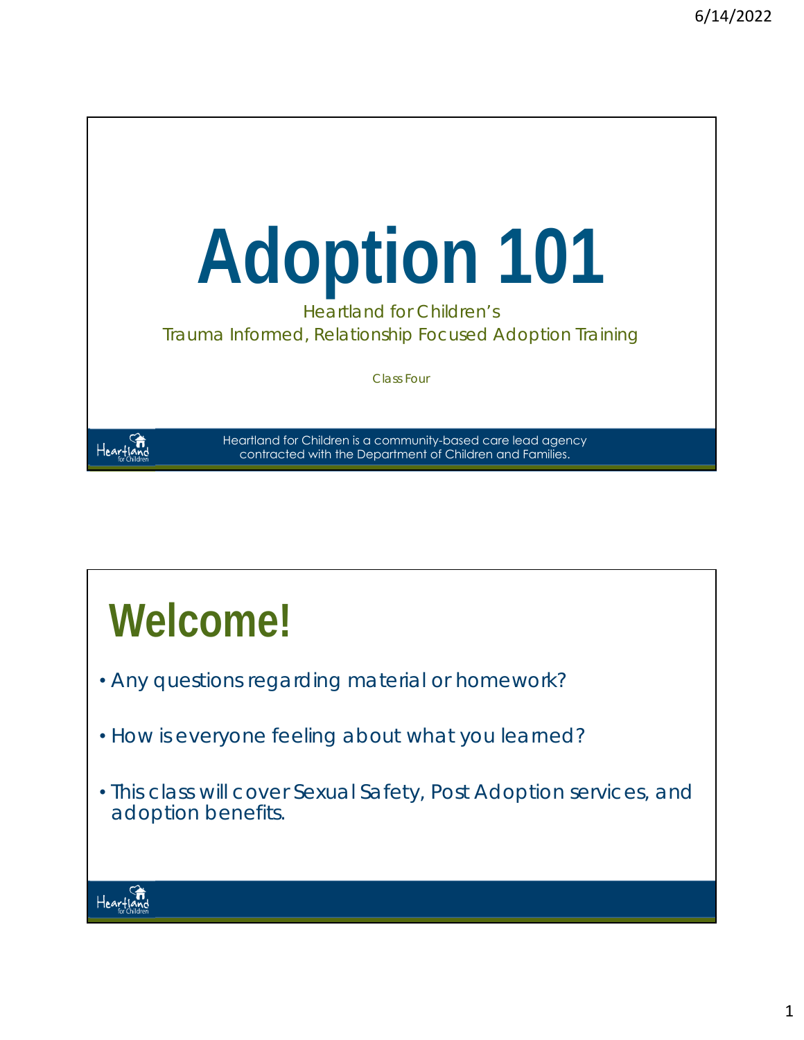# Adoption 101

Heartland for Children's
Trauma Informed, Relationship Focused Adoption Training

Class Four

Heartland for Children is a community-based care lead agency contracted with the Department of Children and Families.

## Welcome!

- Any questions regarding material or homework?
- How is everyone feeling about what you learned?
- This class will cover Sexual Safety, Post Adoption services, and adoption benefits.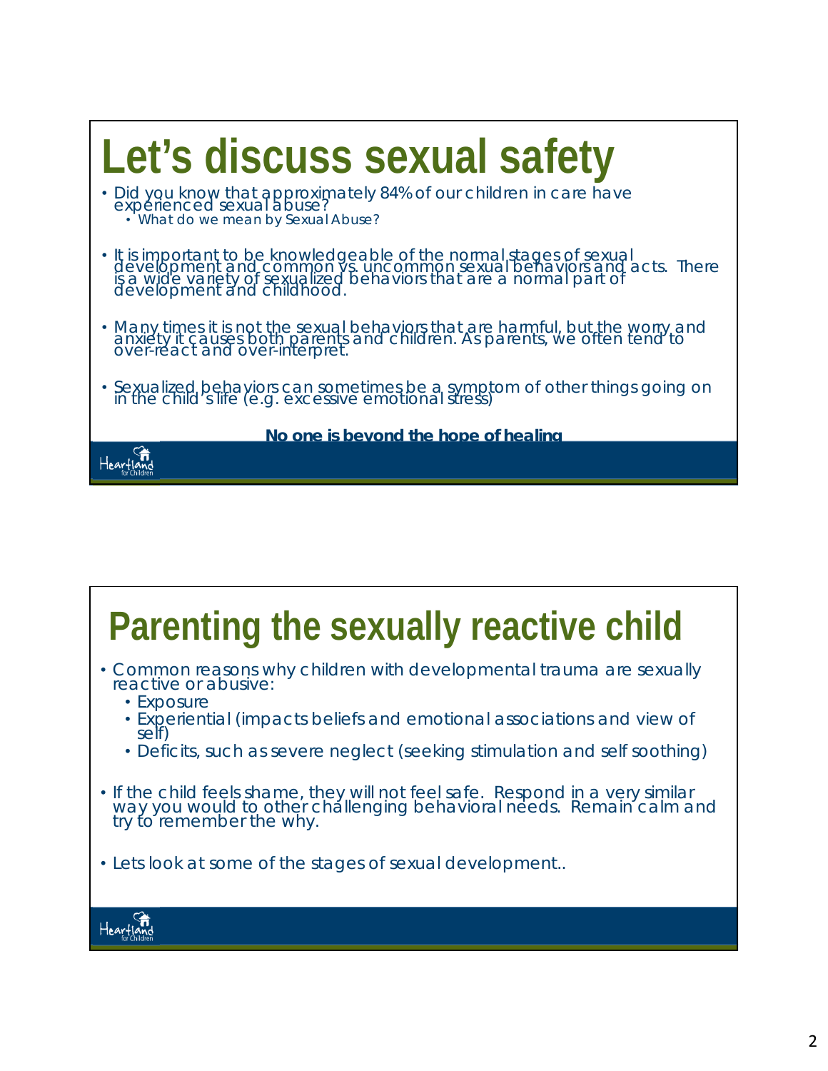# Let's discuss sexual safety

- Did you know that approximately 84% of our children in care have experienced sexual abuse?
  - What do we mean by Sexual Abuse?
- It is important to be knowledgeable of the normal stages of sexual development and common vs. uncommon sexual behaviors and acts. There is a wide variety of sexualized behaviors that are a normal part of development and childhood.
- Many times it is not the sexual behaviors that are harmful, but the worry and anxiety it causes both parents and children. As parents, we often tend to over-react and over-interpret.
- Sexualized behaviors can sometimes be a symptom of other things going on in the child's life (e.g. excessive emotional stress)

**No one is beyond the hope of healing**

Heartland for Children

# Parenting the sexually reactive child

- Common reasons why children with developmental trauma are sexually reactive or abusive:
  - Exposure
  - Experiential (impacts beliefs and emotional associations and view of self)
  - Deficits, such as severe neglect (seeking stimulation and self soothing)
- If the child feels shame, they will not feel safe. Respond in a very similar way you would to other challenging behavioral needs. Remain calm and try to remember the why.
- Lets look at some of the stages of sexual development..

Heartland for Children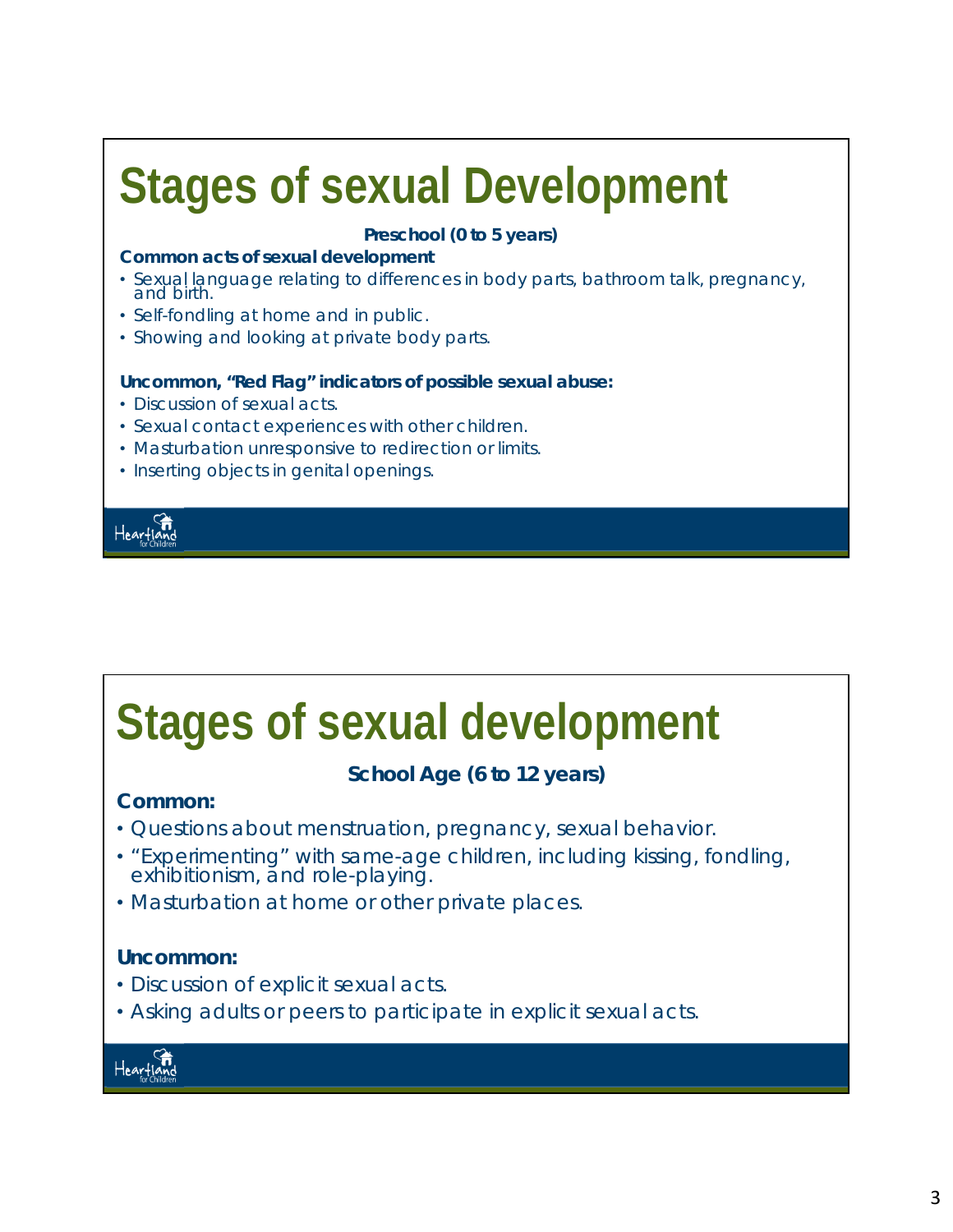# Stages of sexual Development

**Preschool (0 to 5 years)**

**Common acts of sexual development**

- Sexual language relating to differences in body parts, bathroom talk, pregnancy, and birth.
- Self-fondling at home and in public.
- Showing and looking at private body parts.

**Uncommon, "Red Flag" indicators of possible sexual abuse:**

- Discussion of sexual acts.
- Sexual contact experiences with other children.
- Masturbation unresponsive to redirection or limits.
- Inserting objects in genital openings.

# Stages of sexual development

**School Age (6 to 12 years)**

**Common:**

- Questions about menstruation, pregnancy, sexual behavior.
- "Experimenting" with same-age children, including kissing, fondling, exhibitionism, and role-playing.
- Masturbation at home or other private places.

**Uncommon:**

- Discussion of explicit sexual acts.
- Asking adults or peers to participate in explicit sexual acts.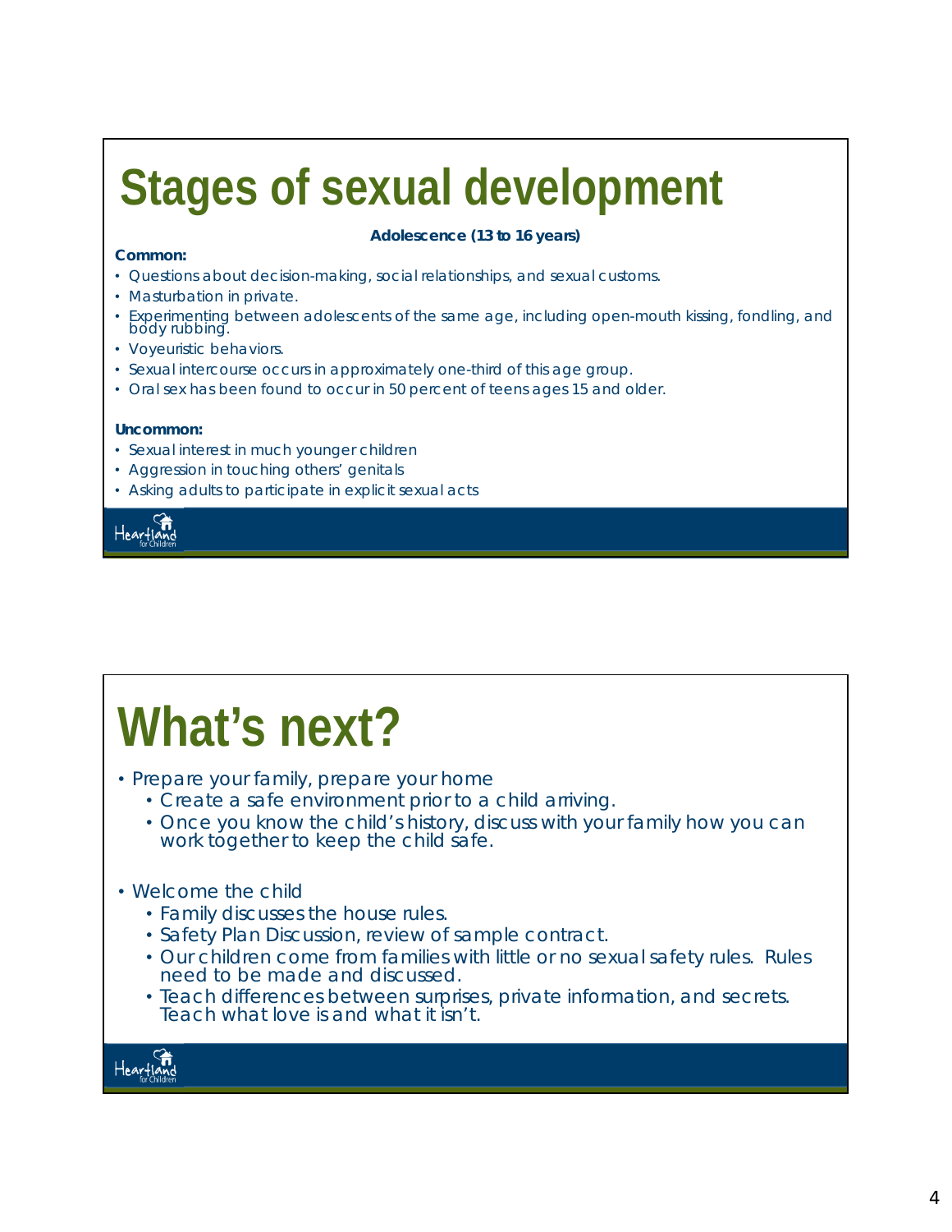# Stages of sexual development

**Adolescence (13 to 16 years)**

**Common:**

- Questions about decision-making, social relationships, and sexual customs.
- Masturbation in private.
- Experimenting between adolescents of the same age, including open-mouth kissing, fondling, and body rubbing.
- Voyeuristic behaviors.
- Sexual intercourse occurs in approximately one-third of this age group.
- Oral sex has been found to occur in 50 percent of teens ages 15 and older.

**Uncommon:**

- Sexual interest in much younger children
- Aggression in touching others' genitals
- Asking adults to participate in explicit sexual acts

# What's next?

- Prepare your family, prepare your home
  - Create a safe environment prior to a child arriving.
  - Once you know the child's history, discuss with your family how you can work together to keep the child safe.
- Welcome the child
  - Family discusses the house rules.
  - Safety Plan Discussion, review of sample contract.
  - Our children come from families with little or no sexual safety rules. Rules need to be made and discussed.
  - Teach differences between surprises, private information, and secrets. Teach what love is and what it isn't.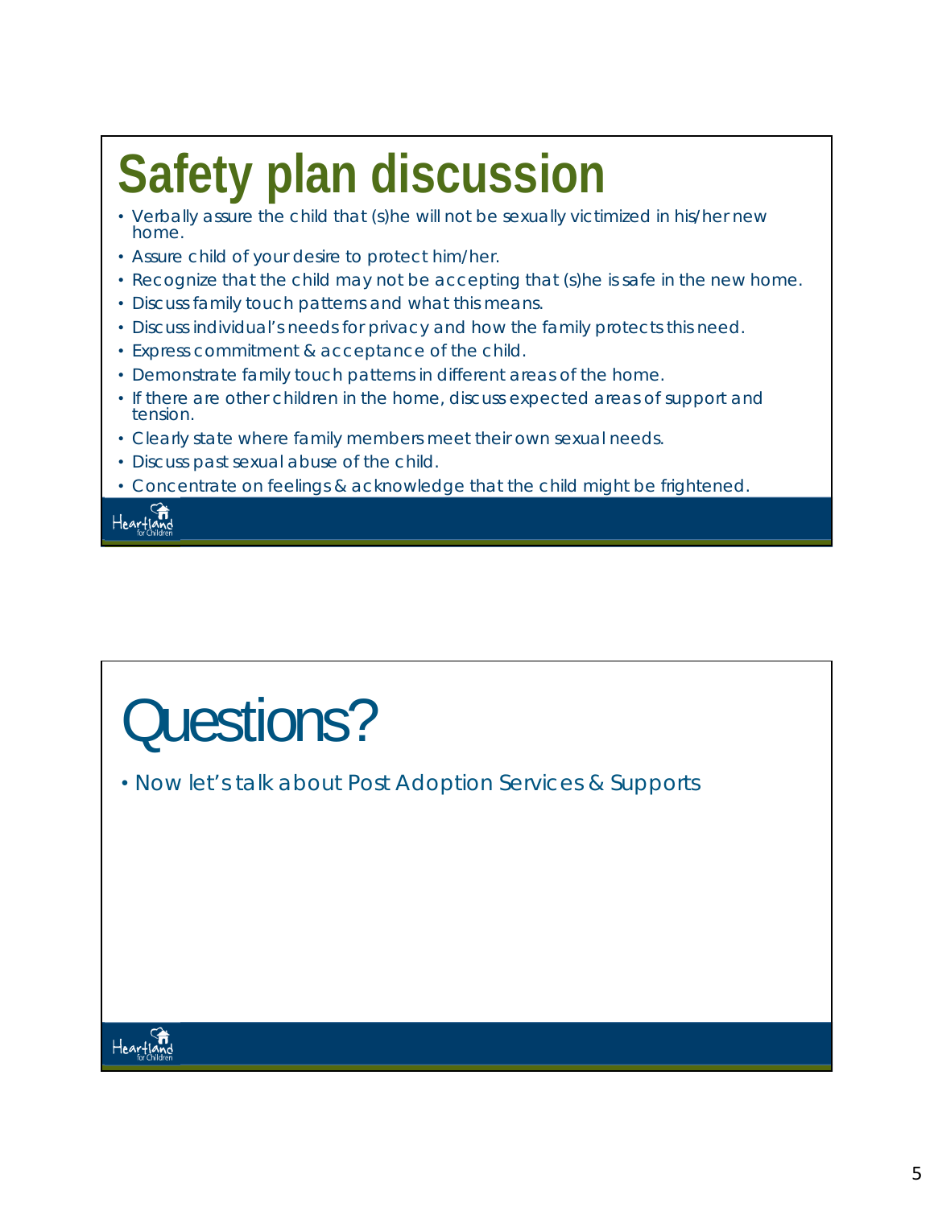# Safety plan discussion

- Verbally assure the child that (s)he will not be sexually victimized in his/her new home.
- Assure child of your desire to protect him/her.
- Recognize that the child may not be accepting that (s)he is safe in the new home.
- Discuss family touch patterns and what this means.
- Discuss individual's needs for privacy and how the family protects this need.
- Express commitment & acceptance of the child.
- Demonstrate family touch patterns in different areas of the home.
- If there are other children in the home, discuss expected areas of support and tension.
- Clearly state where family members meet their own sexual needs.
- Discuss past sexual abuse of the child.
- Concentrate on feelings & acknowledge that the child might be frightened.

Heartland for Children

# Questions?

- Now let's talk about Post Adoption Services & Supports

Heartland for Children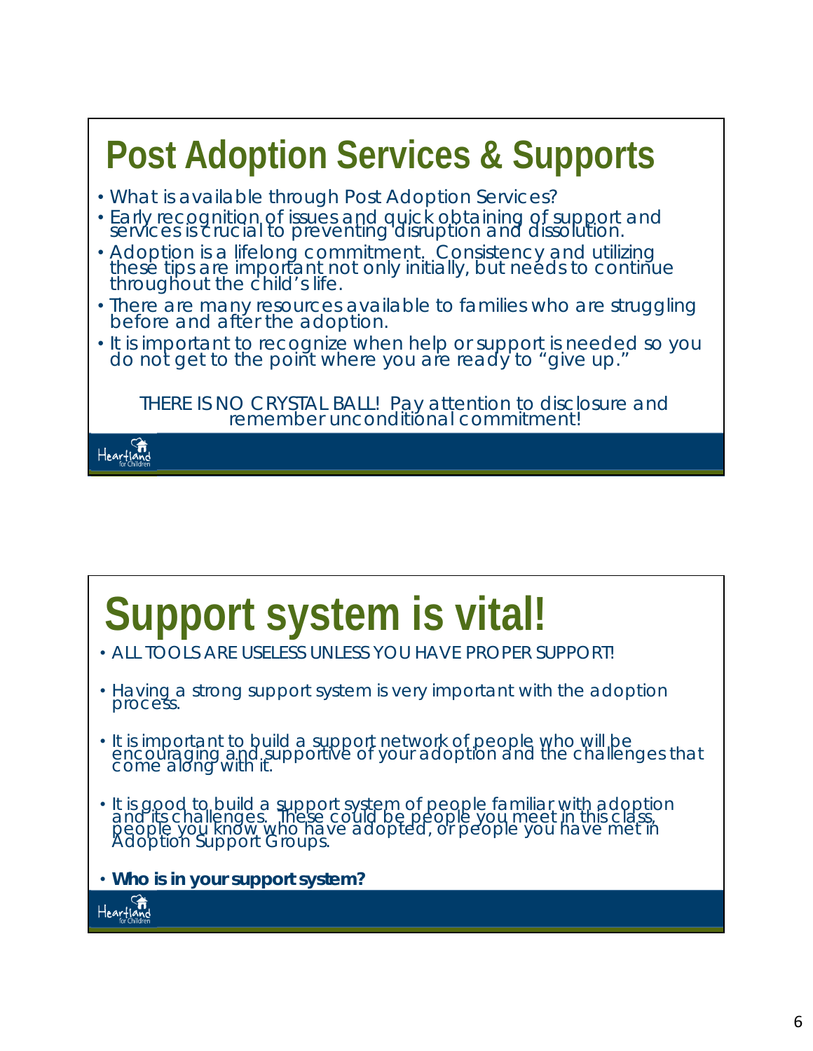# Post Adoption Services & Supports

- What is available through Post Adoption Services?
- Early recognition of issues and quick obtaining of support and services is crucial to preventing disruption and dissolution.
- Adoption is a lifelong commitment. Consistency and utilizing these tips are important not only initially, but needs to continue throughout the child's life.
- There are many resources available to families who are struggling before and after the adoption.
- It is important to recognize when help or support is needed so you do not get to the point where you are ready to "give up."

THERE IS NO CRYSTAL BALL! Pay attention to disclosure and remember unconditional commitment!

Heartland for Children

# Support system is vital!

- ALL TOOLS ARE USELESS UNLESS YOU HAVE PROPER SUPPORT!
- Having a strong support system is very important with the adoption process.
- It is important to build a support network of people who will be encouraging and supportive of your adoption and the challenges that come along with it.
- It is good to build a support system of people familiar with adoption and its challenges. These could be people you meet in this class, people you know who have adopted, or people you have met in Adoption Support Groups.
- **Who is in your support system?**

Heartland for Children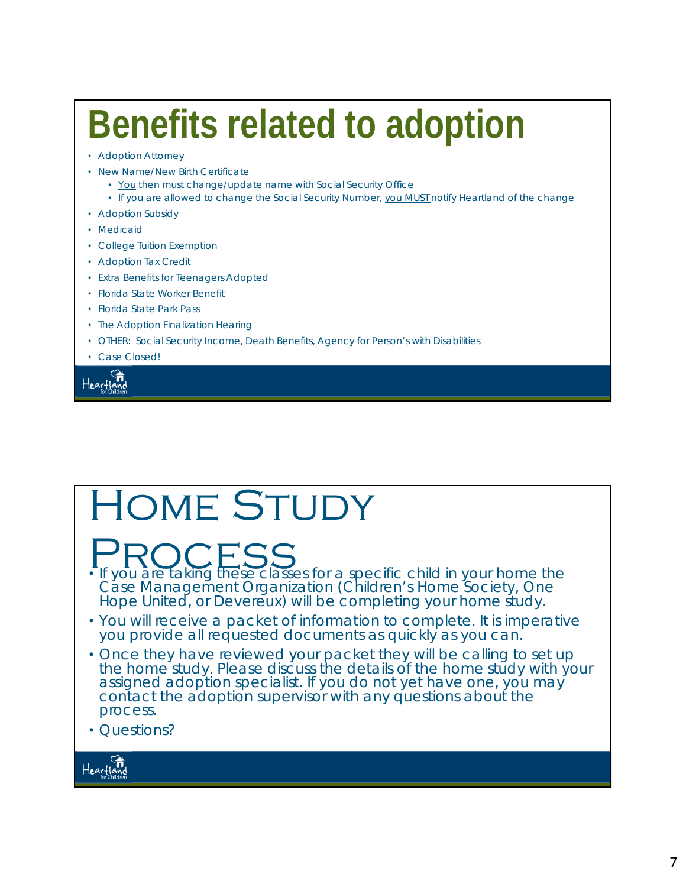# Benefits related to adoption

- Adoption Attorney
- New Name/New Birth Certificate
  - You then must change/update name with Social Security Office
  - If you are allowed to change the Social Security Number, you MUST notify Heartland of the change
- Adoption Subsidy
- Medicaid
- College Tuition Exemption
- Adoption Tax Credit
- Extra Benefits for Teenagers Adopted
- Florida State Worker Benefit
- Florida State Park Pass
- The Adoption Finalization Hearing
- OTHER: Social Security Income, Death Benefits, Agency for Person's with Disabilities
- Case Closed!

Heartland for Children

# Home Study Process

- If you are taking these classes for a specific child in your home the Case Management Organization (Children's Home Society, One Hope United, or Devereux) will be completing your home study.
- You will receive a packet of information to complete. It is imperative you provide all requested documents as quickly as you can.
- Once they have reviewed your packet they will be calling to set up the home study. Please discuss the details of the home study with your assigned adoption specialist. If you do not yet have one, you may contact the adoption supervisor with any questions about the process.
- Questions?

Heartland for Children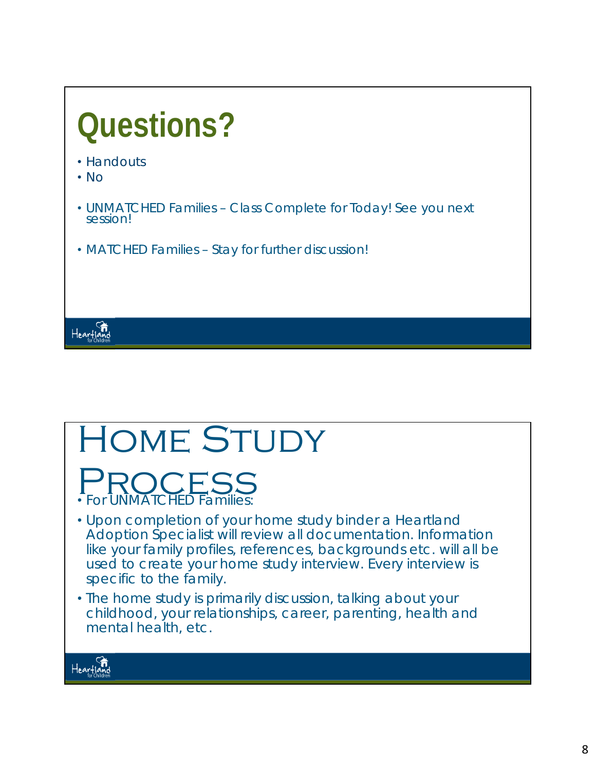# Questions?

- Handouts
- No
- UNMATCHED Families – Class Complete for Today! See you next session!
- MATCHED Families – Stay for further discussion!

# Home Study Process

- For UNMATCHED Families:
- Upon completion of your home study binder a Heartland Adoption Specialist will review all documentation. Information like your family profiles, references, backgrounds etc. will all be used to create your home study interview. Every interview is specific to the family.
- The home study is primarily discussion, talking about your childhood, your relationships, career, parenting, health and mental health, etc.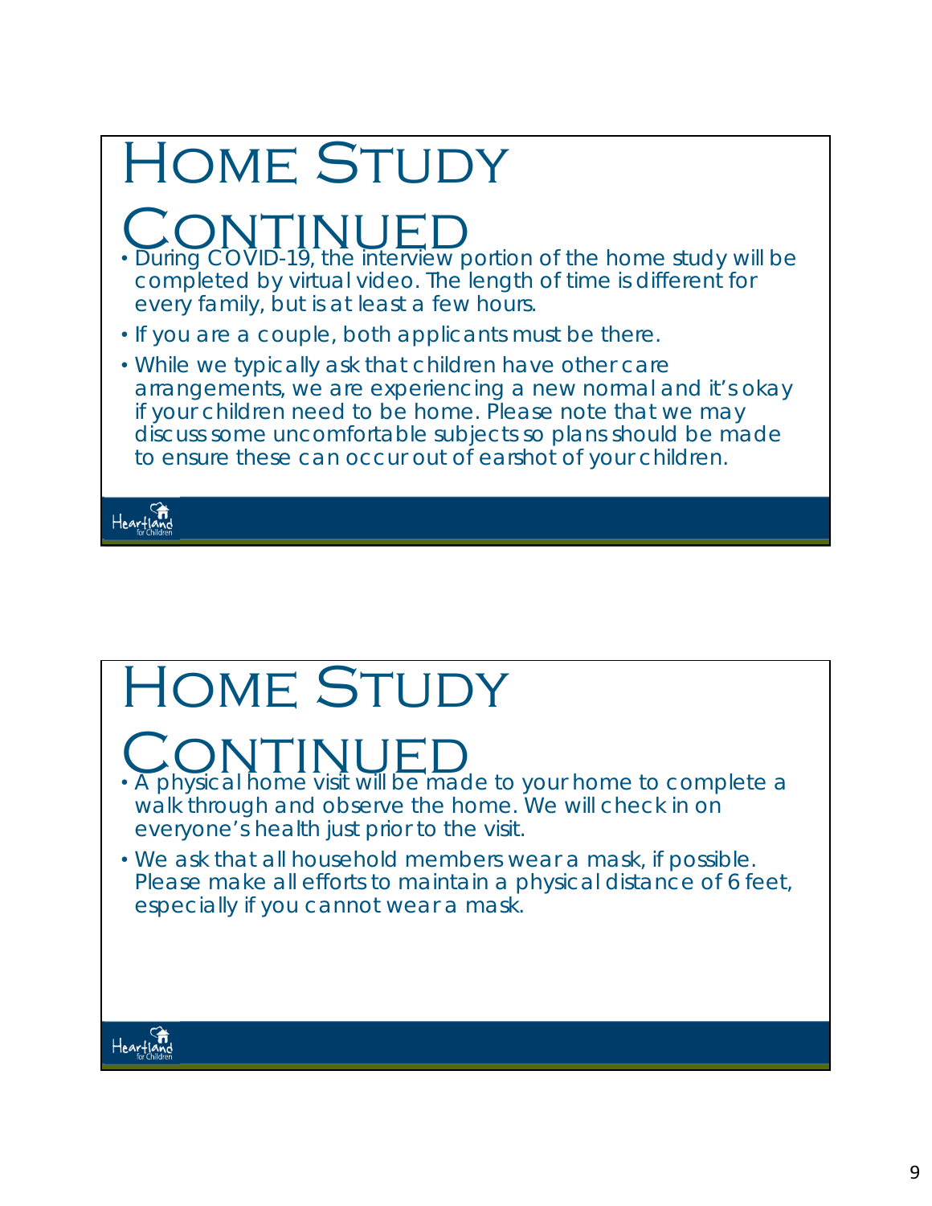# Home Study Continued

- During COVID-19, the interview portion of the home study will be completed by virtual video. The length of time is different for every family, but is at least a few hours.
- If you are a couple, both applicants must be there.
- While we typically ask that children have other care arrangements, we are experiencing a new normal and it's okay if your children need to be home. Please note that we may discuss some uncomfortable subjects so plans should be made to ensure these can occur out of earshot of your children.

Heartland for Children

# Home Study Continued

- A physical home visit will be made to your home to complete a walk through and observe the home. We will check in on everyone's health just prior to the visit.
- We ask that all household members wear a mask, if possible. Please make all efforts to maintain a physical distance of 6 feet, especially if you cannot wear a mask.

Heartland for Children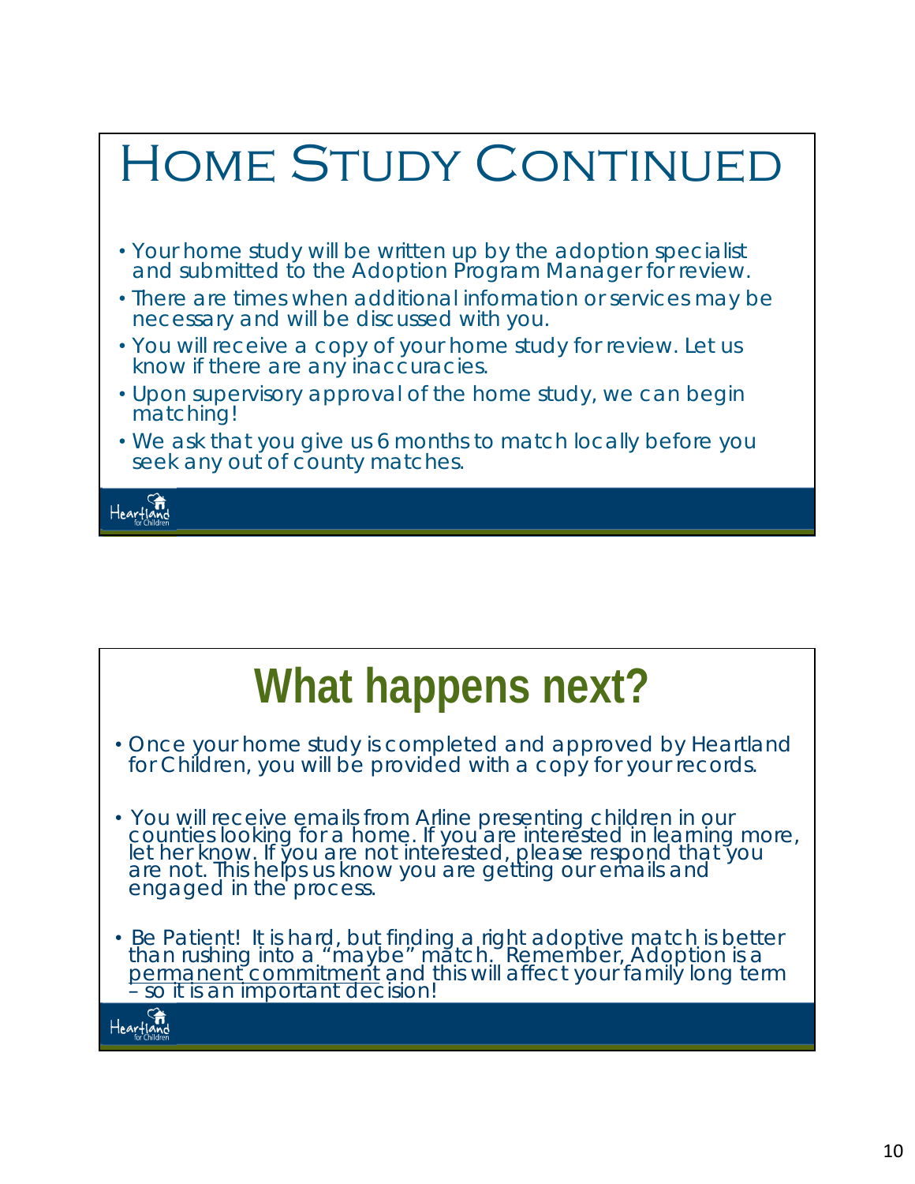# Home Study Continued

- Your home study will be written up by the adoption specialist and submitted to the Adoption Program Manager for review.
- There are times when additional information or services may be necessary and will be discussed with you.
- You will receive a copy of your home study for review. Let us know if there are any inaccuracies.
- Upon supervisory approval of the home study, we can begin matching!
- We ask that you give us 6 months to match locally before you seek any out of county matches.

Heartland for Children

# What happens next?

- Once your home study is completed and approved by Heartland for Children, you will be provided with a copy for your records.
- You will receive emails from Arline presenting children in our counties looking for a home. If you are interested in learning more, let her know. If you are not interested, please respond that you are not. This helps us know you are getting our emails and engaged in the process.
- Be Patient! It is hard, but finding a right adoptive match is better than rushing into a "maybe" match. Remember, Adoption is a permanent commitment and this will affect your family long term – so it is an important decision!

Heartland for Children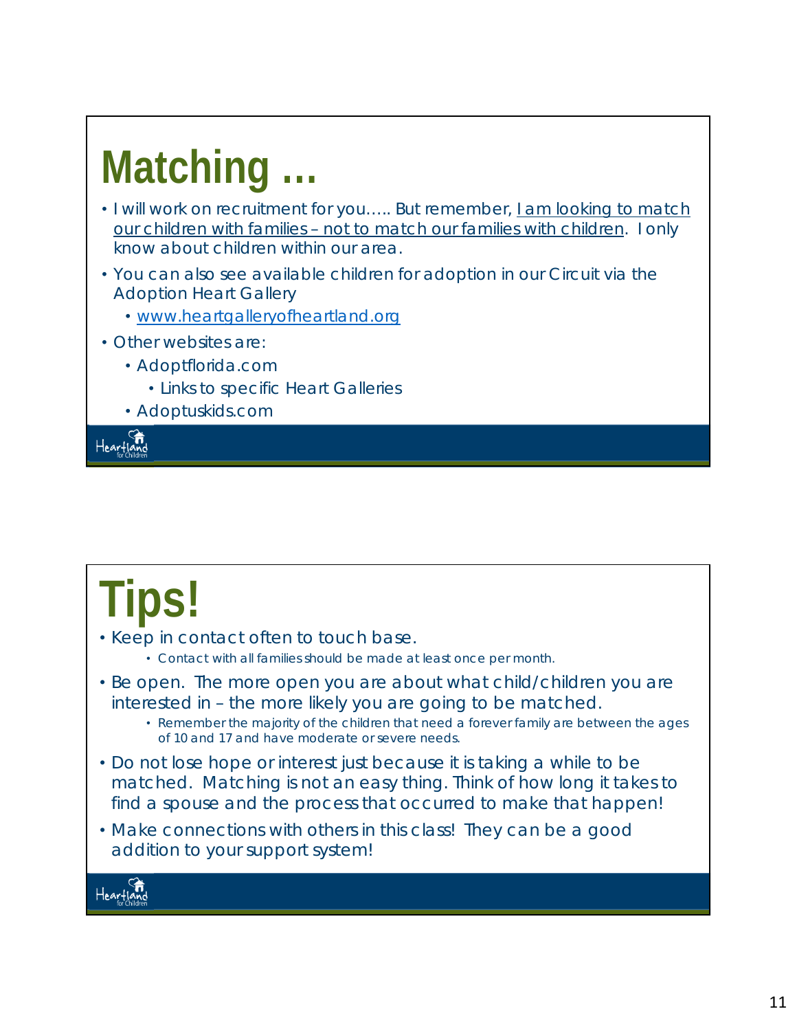# Matching …

- I will work on recruitment for you….. But remember, I am looking to match our children with families – not to match our families with children. I only know about children within our area.
- You can also see available children for adoption in our Circuit via the Adoption Heart Gallery
  - www.heartgalleryofheartland.org
- Other websites are:
  - Adoptflorida.com
    - Links to specific Heart Galleries
  - Adoptuskids.com

Heartland for Children

# Tips!

- Keep in contact often to touch base.
  - Contact with all families should be made at least once per month.
- Be open. The more open you are about what child/children you are interested in – the more likely you are going to be matched.
  - Remember the majority of the children that need a forever family are between the ages of 10 and 17 and have moderate or severe needs.
- Do not lose hope or interest just because it is taking a while to be matched. Matching is not an easy thing. Think of how long it takes to find a spouse and the process that occurred to make that happen!
- Make connections with others in this class! They can be a good addition to your support system!

Heartland for Children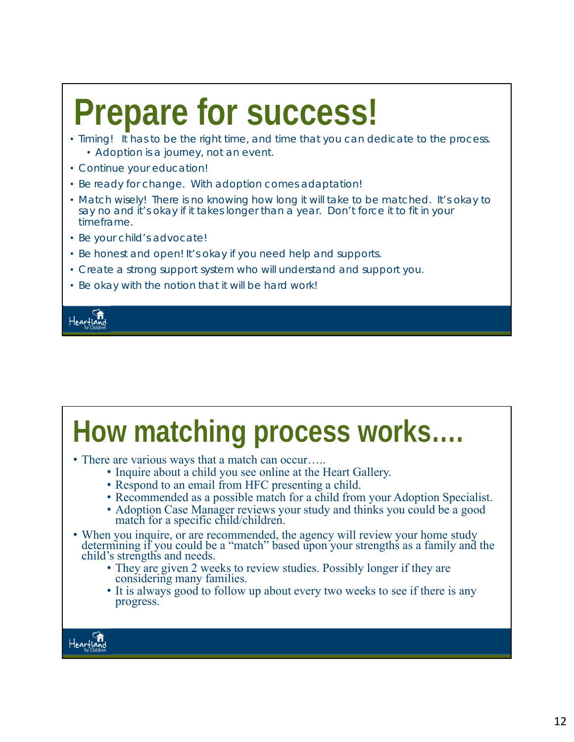# Prepare for success!

- Timing! It has to be the right time, and time that you can dedicate to the process.
  - Adoption is a journey, not an event.
- Continue your education!
- Be ready for change. With adoption comes adaptation!
- Match wisely! There is no knowing how long it will take to be matched. It's okay to say no and it's okay if it takes longer than a year. Don't force it to fit in your timeframe.
- Be your child's advocate!
- Be honest and open! It's okay if you need help and supports.
- Create a strong support system who will understand and support you.
- Be okay with the notion that it will be hard work!

# How matching process works….

- There are various ways that a match can occur…..
  - Inquire about a child you see online at the Heart Gallery.
  - Respond to an email from HFC presenting a child.
  - Recommended as a possible match for a child from your Adoption Specialist.
  - Adoption Case Manager reviews your study and thinks you could be a good match for a specific child/children.
- When you inquire, or are recommended, the agency will review your home study determining if you could be a "match" based upon your strengths as a family and the child's strengths and needs.
  - They are given 2 weeks to review studies. Possibly longer if they are considering many families.
  - It is always good to follow up about every two weeks to see if there is any progress.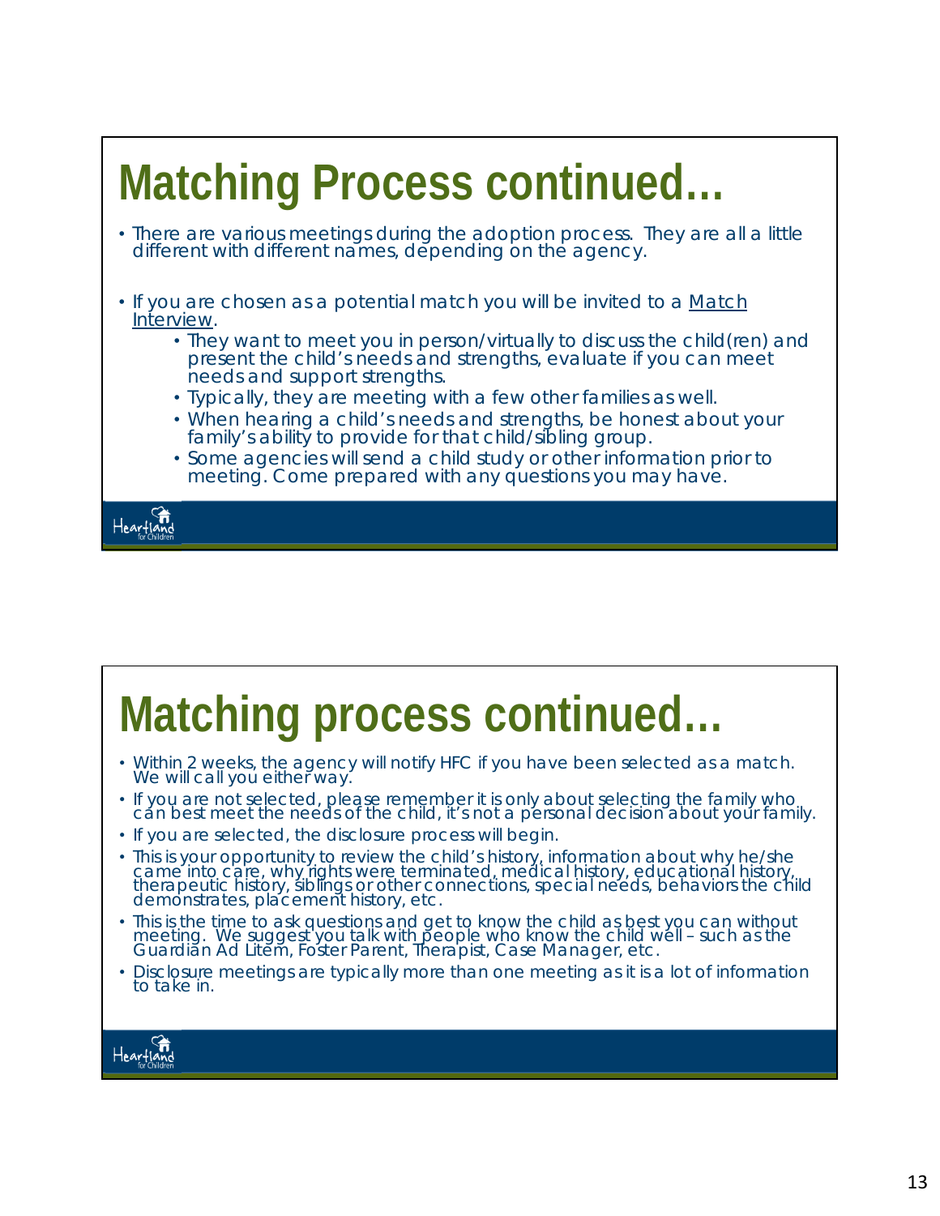# Matching Process continued…

- There are various meetings during the adoption process. They are all a little different with different names, depending on the agency.
- If you are chosen as a potential match you will be invited to a Match Interview.
  - They want to meet you in person/virtually to discuss the child(ren) and present the child's needs and strengths, evaluate if you can meet needs and support strengths.
  - Typically, they are meeting with a few other families as well.
  - When hearing a child's needs and strengths, be honest about your family's ability to provide for that child/sibling group.
  - Some agencies will send a child study or other information prior to meeting. Come prepared with any questions you may have.

# Matching process continued…

- Within 2 weeks, the agency will notify HFC if you have been selected as a match. We will call you either way.
- If you are not selected, please remember it is only about selecting the family who can best meet the needs of the child, it's not a personal decision about your family.
- If you are selected, the disclosure process will begin.
- This is your opportunity to review the child's history, information about why he/she came into care, why rights were terminated, medical history, educational history, therapeutic history, siblings or other connections, special needs, behaviors the child demonstrates, placement history, etc.
- This is the time to ask questions and get to know the child as best you can without meeting. We suggest you talk with people who know the child well – such as the Guardian Ad Litem, Foster Parent, Therapist, Case Manager, etc.
- Disclosure meetings are typically more than one meeting as it is a lot of information to take in.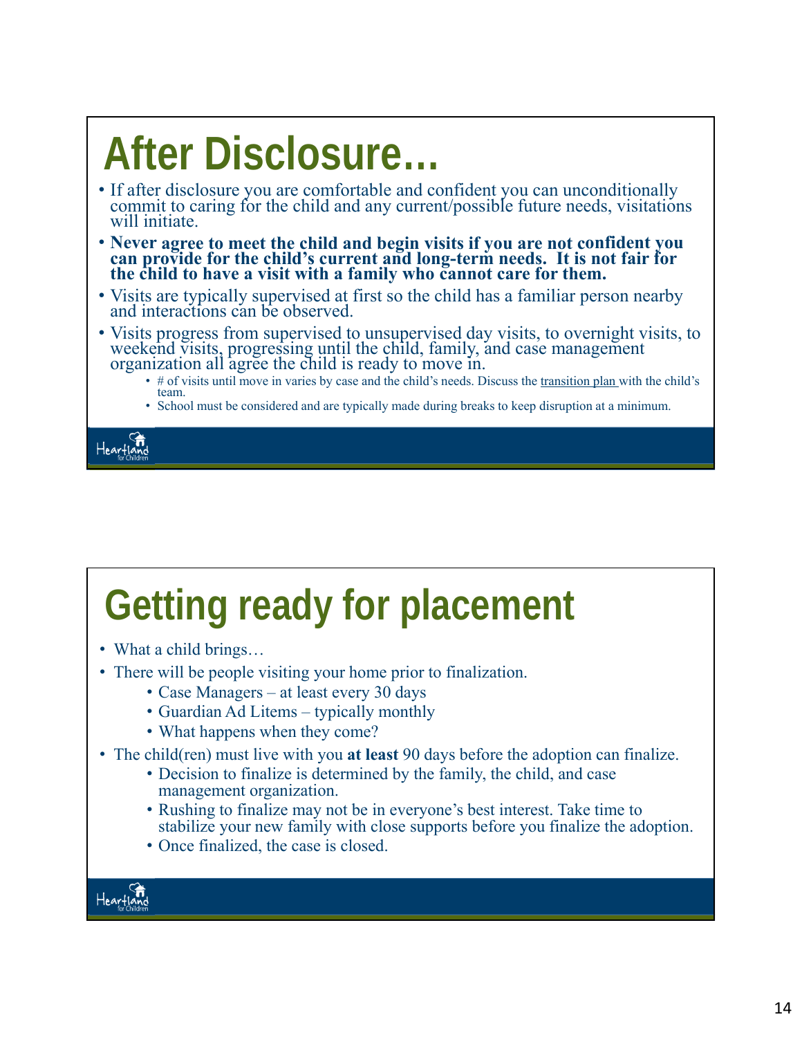# After Disclosure…

- If after disclosure you are comfortable and confident you can unconditionally commit to caring for the child and any current/possible future needs, visitations will initiate.
- **Never agree to meet the child and begin visits if you are not confident you can provide for the child's current and long-term needs. It is not fair for the child to have a visit with a family who cannot care for them.**
- Visits are typically supervised at first so the child has a familiar person nearby and interactions can be observed.
- Visits progress from supervised to unsupervised day visits, to overnight visits, to weekend visits, progressing until the child, family, and case management organization all agree the child is ready to move in.
  - # of visits until move in varies by case and the child's needs. Discuss the transition plan with the child's team.
  - School must be considered and are typically made during breaks to keep disruption at a minimum.

# Getting ready for placement

- What a child brings…
- There will be people visiting your home prior to finalization.
  - Case Managers – at least every 30 days
  - Guardian Ad Litems – typically monthly
  - What happens when they come?
- The child(ren) must live with you **at least** 90 days before the adoption can finalize.
  - Decision to finalize is determined by the family, the child, and case management organization.
  - Rushing to finalize may not be in everyone's best interest. Take time to stabilize your new family with close supports before you finalize the adoption.
  - Once finalized, the case is closed.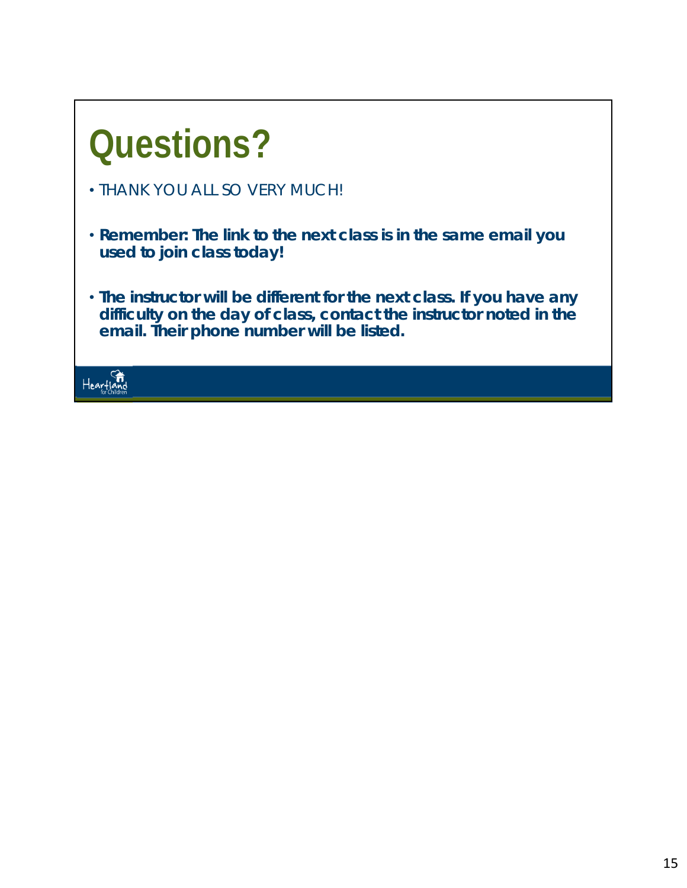# Questions?

- THANK YOU ALL SO VERY MUCH!
- **Remember: The link to the next class is in the same email you used to join class today!**
- **The instructor will be different for the next class. If you have any difficulty on the day of class, contact the instructor noted in the email. Their phone number will be listed.**

Heartland for Children